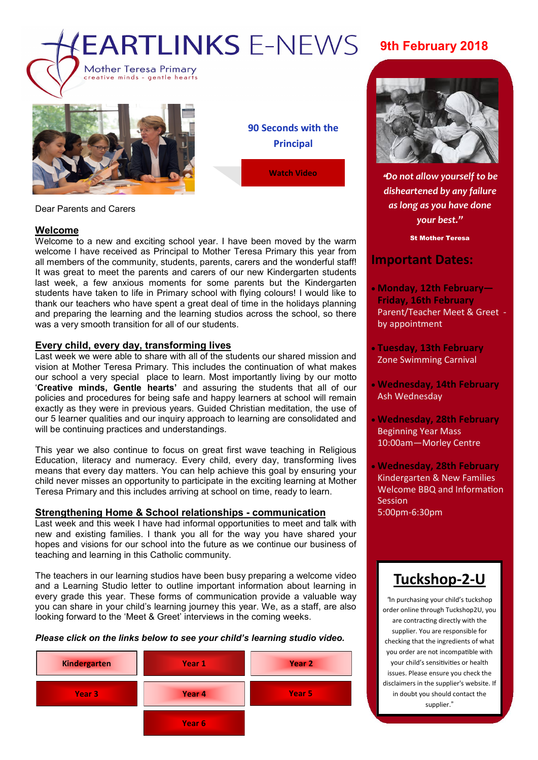# HEARTLINKS E-NEWS

Mother Teresa Primary
creative minds - gentle hearts

**9th February 2018**

**90 Seconds with the Principal**

**Watch Video**

Dear Parents and Carers

## Welcome

Welcome to a new and exciting school year. I have been moved by the warm welcome I have received as Principal to Mother Teresa Primary this year from all members of the community, students, parents, carers and the wonderful staff! It was great to meet the parents and carers of our new Kindergarten students last week, a few anxious moments for some parents but the Kindergarten students have taken to life in Primary school with flying colours! I would like to thank our teachers who have spent a great deal of time in the holidays planning and preparing the learning and the learning studios across the school, so there was a very smooth transition for all of our students.

## Every child, every day, transforming lives

Last week we were able to share with all of the students our shared mission and vision at Mother Teresa Primary. This includes the continuation of what makes our school a very special place to learn. Most importantly living by our motto '**Creative minds, Gentle hearts'** and assuring the students that all of our policies and procedures for being safe and happy learners at school will remain exactly as they were in previous years. Guided Christian meditation, the use of our 5 learner qualities and our inquiry approach to learning are consolidated and will be continuing practices and understandings.

This year we also continue to focus on great first wave teaching in Religious Education, literacy and numeracy. Every child, every day, transforming lives means that every day matters. You can help achieve this goal by ensuring your child never misses an opportunity to participate in the exciting learning at Mother Teresa Primary and this includes arriving at school on time, ready to learn.

## Strengthening Home & School relationships - communication

Last week and this week I have had informal opportunities to meet and talk with new and existing families. I thank you all for the way you have shared your hopes and visions for our school into the future as we continue our business of teaching and learning in this Catholic community.

The teachers in our learning studios have been busy preparing a welcome video and a Learning Studio letter to outline important information about learning in every grade this year. These forms of communication provide a valuable way you can share in your child's learning journey this year. We, as a staff, are also looking forward to the 'Meet & Greet' interviews in the coming weeks.

***Please click on the links below to see your child's learning studio video.***

| Kindergarten | Year 1 | Year 2 |
|---|---|---|
| Year 3 | Year 4 | Year 5 |
| | Year 6 | |

*"Do not allow yourself to be disheartened by any failure as long as you have done your best."*

**St Mother Teresa**

## Important Dates:

- **Monday, 12th February—Friday, 16th February**
  Parent/Teacher Meet & Greet - by appointment
- **Tuesday, 13th February**
  Zone Swimming Carnival
- **Wednesday, 14th February**
  Ash Wednesday
- **Wednesday, 28th February**
  Beginning Year Mass
  10:00am—Morley Centre
- **Wednesday, 28th February**
  Kindergarten & New Families Welcome BBQ and Information Session
  5:00pm-6:30pm

## Tuckshop-2-U

"In purchasing your child's tuckshop order online through Tuckshop2U, you are contracting directly with the supplier. You are responsible for checking that the ingredients of what you order are not incompatible with your child's sensitivities or health issues. Please ensure you check the disclaimers in the supplier's website. If in doubt you should contact the supplier."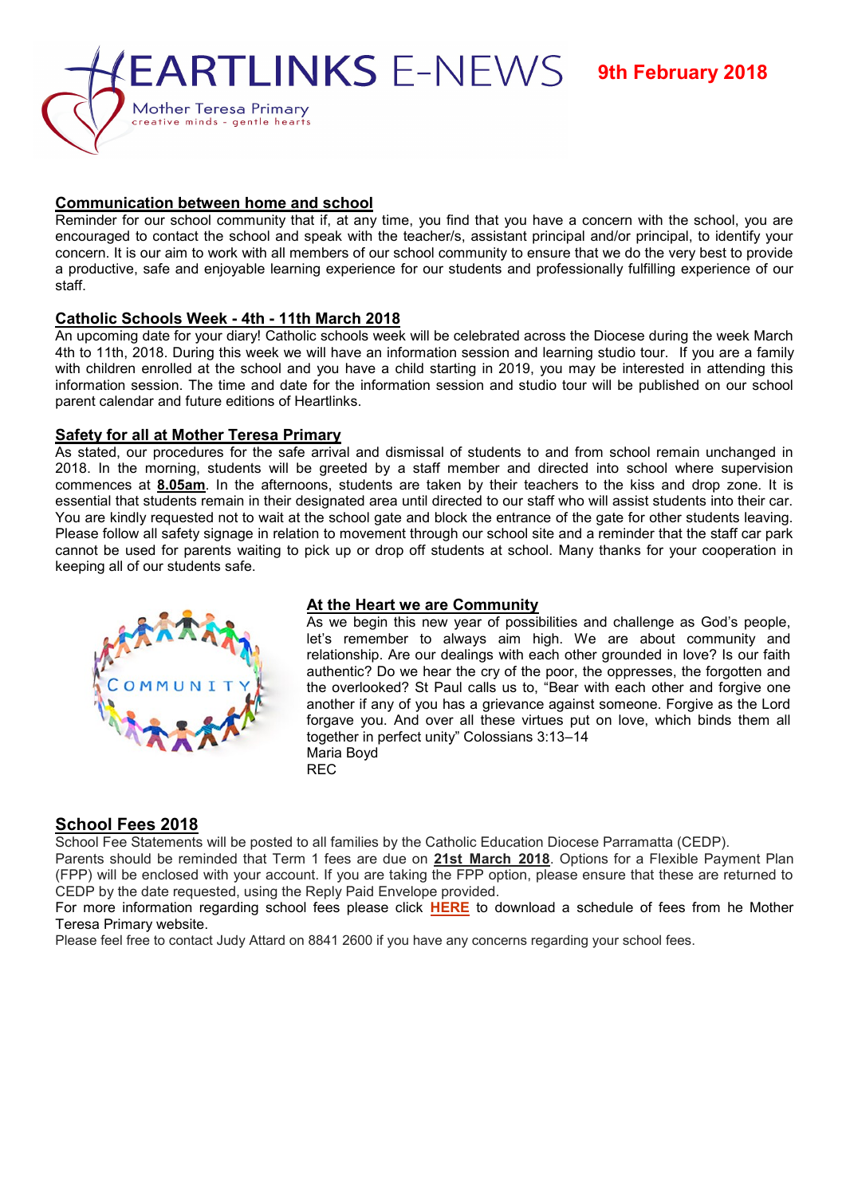# HEARTLINKS E-NEWS

Mother Teresa Primary
creative minds - gentle hearts

**9th February 2018**

## Communication between home and school

Reminder for our school community that if, at any time, you find that you have a concern with the school, you are encouraged to contact the school and speak with the teacher/s, assistant principal and/or principal, to identify your concern. It is our aim to work with all members of our school community to ensure that we do the very best to provide a productive, safe and enjoyable learning experience for our students and professionally fulfilling experience of our staff.

## Catholic Schools Week - 4th - 11th March 2018

An upcoming date for your diary! Catholic schools week will be celebrated across the Diocese during the week March 4th to 11th, 2018. During this week we will have an information session and learning studio tour. If you are a family with children enrolled at the school and you have a child starting in 2019, you may be interested in attending this information session. The time and date for the information session and studio tour will be published on our school parent calendar and future editions of Heartlinks.

## Safety for all at Mother Teresa Primary

As stated, our procedures for the safe arrival and dismissal of students to and from school remain unchanged in 2018. In the morning, students will be greeted by a staff member and directed into school where supervision commences at **8.05am**. In the afternoons, students are taken by their teachers to the kiss and drop zone. It is essential that students remain in their designated area until directed to our staff who will assist students into their car. You are kindly requested not to wait at the school gate and block the entrance of the gate for other students leaving. Please follow all safety signage in relation to movement through our school site and a reminder that the staff car park cannot be used for parents waiting to pick up or drop off students at school. Many thanks for your cooperation in keeping all of our students safe.

## At the Heart we are Community

As we begin this new year of possibilities and challenge as God's people, let's remember to always aim high. We are about community and relationship. Are our dealings with each other grounded in love? Is our faith authentic? Do we hear the cry of the poor, the oppresses, the forgotten and the overlooked? St Paul calls us to, "Bear with each other and forgive one another if any of you has a grievance against someone. Forgive as the Lord forgave you. And over all these virtues put on love, which binds them all together in perfect unity" Colossians 3:13–14

Maria Boyd
REC

## School Fees 2018

School Fee Statements will be posted to all families by the Catholic Education Diocese Parramatta (CEDP).

Parents should be reminded that Term 1 fees are due on **21st March 2018**. Options for a Flexible Payment Plan (FPP) will be enclosed with your account. If you are taking the FPP option, please ensure that these are returned to CEDP by the date requested, using the Reply Paid Envelope provided.

For more information regarding school fees please click **HERE** to download a schedule of fees from he Mother Teresa Primary website.

Please feel free to contact Judy Attard on 8841 2600 if you have any concerns regarding your school fees.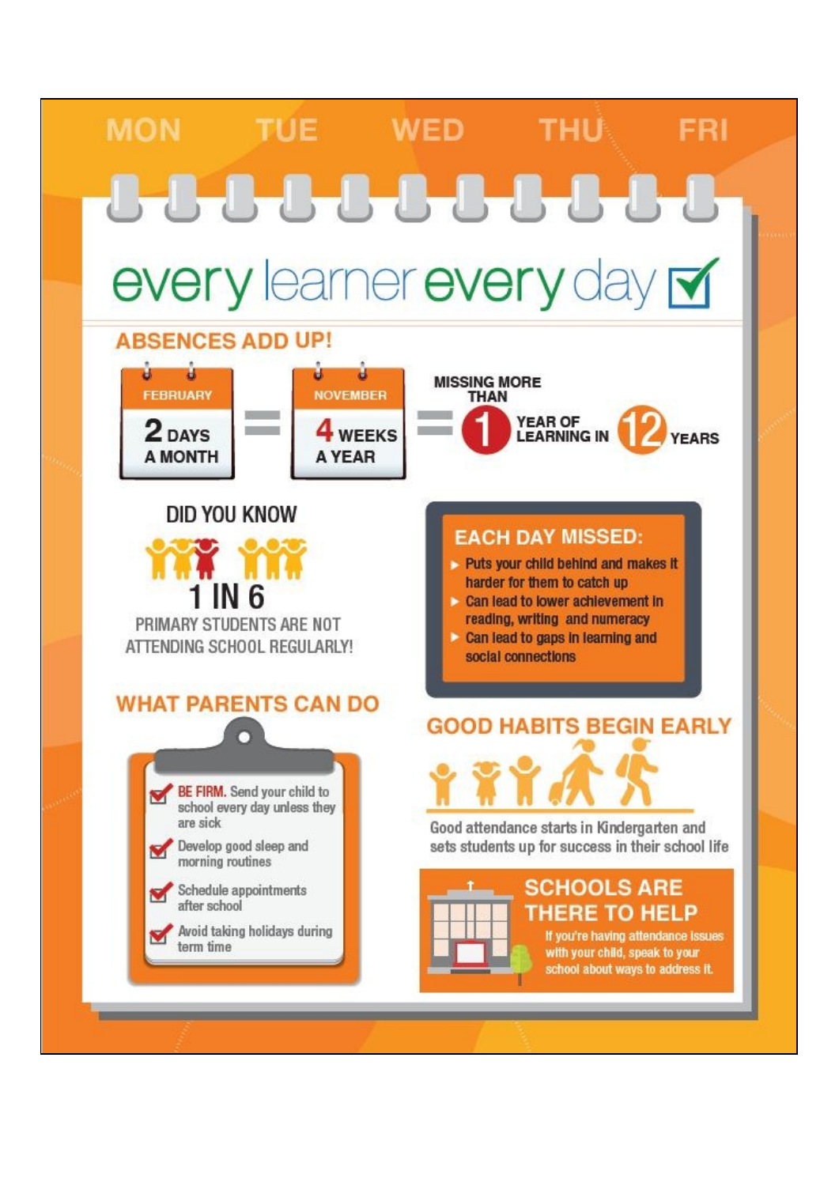MON TUE WED THU FRI

# every learner every day

## ABSENCES ADD UP!

FEBRUARY
2 DAYS A MONTH

=

NOVEMBER
4 WEEKS A YEAR

=

MISSING MORE THAN 1 YEAR OF LEARNING IN 12 YEARS

## DID YOU KNOW

1 IN 6

PRIMARY STUDENTS ARE NOT ATTENDING SCHOOL REGULARLY!

## EACH DAY MISSED:

- Puts your child behind and makes it harder for them to catch up
- Can lead to lower achievement in reading, writing and numeracy
- Can lead to gaps in learning and social connections

## WHAT PARENTS CAN DO

- **BE FIRM.** Send your child to school every day unless they are sick
- Develop good sleep and morning routines
- Schedule appointments after school
- Avoid taking holidays during term time

## GOOD HABITS BEGIN EARLY

Good attendance starts in Kindergarten and sets students up for success in their school life

## SCHOOLS ARE THERE TO HELP

If you're having attendance issues with your child, speak to your school about ways to address it.